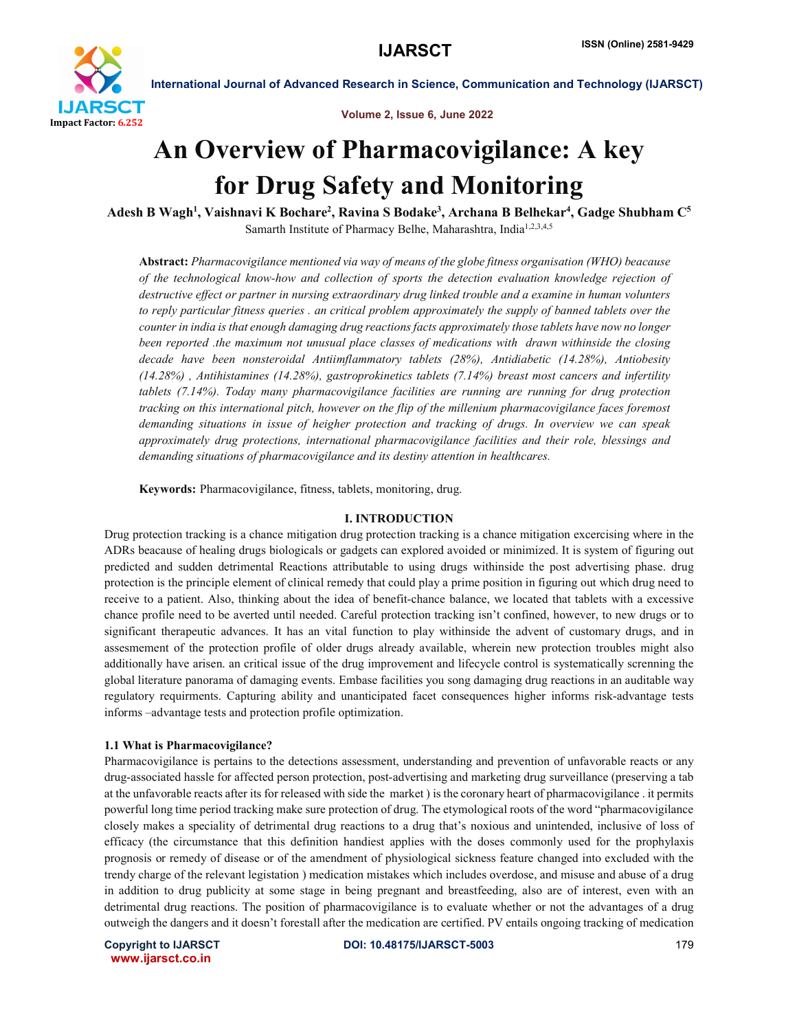# An Overview of Pharmacovigilance: A key for Drug Safety and Monitoring

**Adesh B Wagh[1], Vaishnavi K Bochare[2], Ravina S Bodake[3], Archana B Belhekar[4], Gadge Shubham C[5]**

Samarth Institute of Pharmacy Belhe, Maharashtra, India[1,2,3,4,5]

**Abstract:** *Pharmacovigilance mentioned via way of means of the globe fitness organisation (WHO) beacause of the technological know-how and collection of sports the detection evaluation knowledge rejection of destructive effect or partner in nursing extraordinary drug linked trouble and a examine in human volunteers to reply particular fitness queries . an critical problem approximately the supply of banned tablets over the counter in india is that enough damaging drug reactions facts approximately those tablets have now no longer been reported .the maximum not unusual place classes of medications with drawn withinside the closing decade have been nonsteroidal Antiimflammatory tablets (28%), Antidiabetic (14.28%), Antiobesity (14.28%) , Antihistamines (14.28%), gastroprokinetics tablets (7.14%) breast most cancers and infertility tablets (7.14%). Today many pharmacovigilance facilities are running are running for drug protection tracking on this international pitch, however on the flip of the millenium pharmacovigilance faces foremost demanding situations in issue of heigher protection and tracking of drugs. In overview we can speak approximately drug protections, international pharmacovigilance facilities and their role, blessings and demanding situations of pharmacovigilance and its destiny attention in healthcares.*

**Keywords:** Pharmacovigilance, fitness, tablets, monitoring, drug.

## I. INTRODUCTION

Drug protection tracking is a chance mitigation drug protection tracking is a chance mitigation excercising where in the ADRs beacause of healing drugs biologicals or gadgets can explored avoided or minimized. It is system of figuring out predicted and sudden detrimental Reactions attributable to using drugs withinside the post advertising phase. drug protection is the principle element of clinical remedy that could play a prime position in figuring out which drug need to receive to a patient. Also, thinking about the idea of benefit-chance balance, we located that tablets with a excessive chance profile need to be averted until needed. Careful protection tracking isn't confined, however, to new drugs or to significant therapeutic advances. It has an vital function to play withinside the advent of customary drugs, and in assesmement of the protection profile of older drugs already available, wherein new protection troubles might also additionally have arisen. an critical issue of the drug improvement and lifecycle control is systematically screnning the global literature panorama of damaging events. Embase facilities you song damaging drug reactions in an auditable way regulatory requirments. Capturing ability and unanticipated facet consequences higher informs risk-advantage tests informs –advantage tests and protection profile optimization.

### 1.1 What is Pharmacovigilance?

Pharmacovigilance is pertains to the detections assessment, understanding and prevention of unfavorable reacts or any drug-associated hassle for affected person protection, post-advertising and marketing drug surveillance (preserving a tab at the unfavorable reacts after its for released with side the market ) is the coronary heart of pharmacovigilance . it permits powerful long time period tracking make sure protection of drug. The etymological roots of the word "pharmacovigilance closely makes a speciality of detrimental drug reactions to a drug that's noxious and unintended, inclusive of loss of efficacy (the circumstance that this definition handiest applies with the doses commonly used for the prophylaxis prognosis or remedy of disease or of the amendment of physiological sickness feature changed into excluded with the trendy charge of the relevant legistation ) medication mistakes which includes overdose, and misuse and abuse of a drug in addition to drug publicity at some stage in being pregnant and breastfeeding, also are of interest, even with an detrimental drug reactions. The position of pharmacovigilance is to evaluate whether or not the advantages of a drug outweigh the dangers and it doesn't forestall after the medication are certified. PV entails ongoing tracking of medication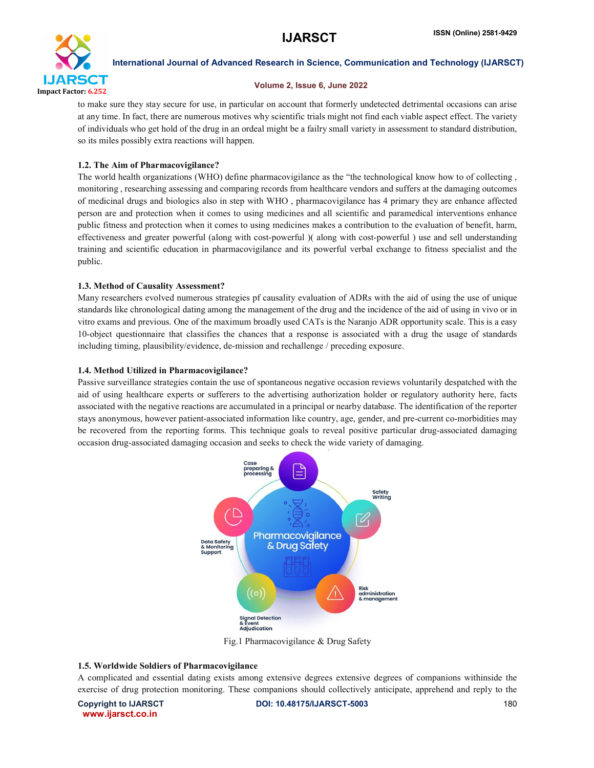to make sure they stay secure for use, in particular on account that formerly undetected detrimental occasions can arise at any time. In fact, there are numerous motives why scientific trials might not find each viable aspect effect. The variety of individuals who get hold of the drug in an ordeal might be a fairly small variety in assessment to standard distribution, so its miles possibly extra reactions will happen.

### 1.2. The Aim of Pharmacovigilance?

The world health organizations (WHO) define pharmacovigilance as the "the technological know how to of collecting , monitoring , researching assessing and comparing records from healthcare vendors and suffers at the damaging outcomes of medicinal drugs and biologics also in step with WHO , pharmacovigilance has 4 primary they are enhance affected person are and protection when it comes to using medicines and all scientific and paramedical interventions enhance public fitness and protection when it comes to using medicines makes a contribution to the evaluation of benefit, harm, effectiveness and greater powerful (along with cost-powerful )( along with cost-powerful ) use and sell understanding training and scientific education in pharmacovigilance and its powerful verbal exchange to fitness specialist and the public.

### 1.3. Method of Causality Assessment?

Many researchers evolved numerous strategies pf causality evaluation of ADRs with the aid of using the use of unique standards like chronological dating among the management of the drug and the incidence of the aid of using in vivo or in vitro exams and previous. One of the maximum broadly used CATs is the Naranjo ADR opportunity scale. This is a easy 10-object questionnaire that classifies the chances that a response is associated with a drug the usage of standards including timing, plausibility/evidence, de-mission and rechallenge / preceding exposure.

### 1.4. Method Utilized in Pharmacovigilance?

Passive surveillance strategies contain the use of spontaneous negative occasion reviews voluntarily despatched with the aid of using healthcare experts or sufferers to the advertising authorization holder or regulatory authority here, facts associated with the negative reactions are accumulated in a principal or nearby database. The identification of the reporter stays anonymous, however patient-associated information like country, age, gender, and pre-current co-morbidities may be recovered from the reporting forms. This technique goals to reveal positive particular drug-associated damaging occasion drug-associated damaging occasion and seeks to check the wide variety of damaging.

Fig.1 Pharmacovigilance & Drug Safety

### 1.5. Worldwide Soldiers of Pharmacovigilance

A complicated and essential dating exists among extensive degrees extensive degrees of companions withinside the exercise of drug protection monitoring. These companions should collectively anticipate, apprehend and reply to the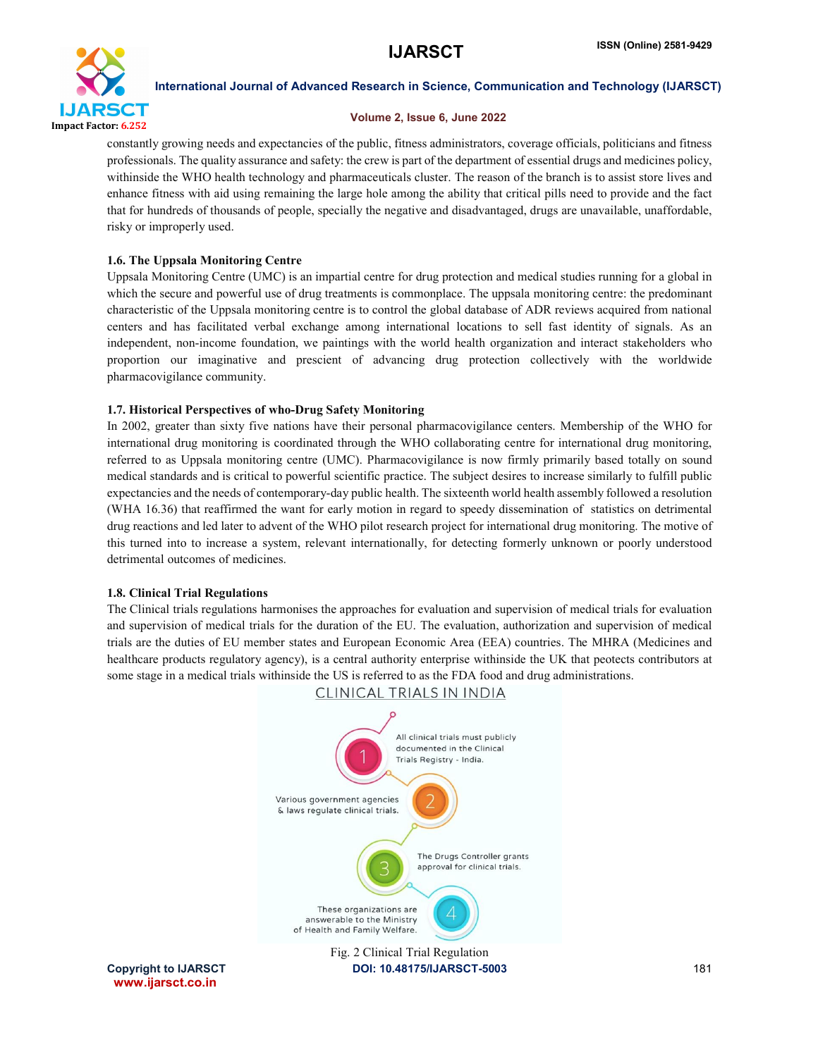constantly growing needs and expectancies of the public, fitness administrators, coverage officials, politicians and fitness professionals. The quality assurance and safety: the crew is part of the department of essential drugs and medicines policy, withinside the WHO health technology and pharmaceuticals cluster. The reason of the branch is to assist store lives and enhance fitness with aid using remaining the large hole among the ability that critical pills need to provide and the fact that for hundreds of thousands of people, specially the negative and disadvantaged, drugs are unavailable, unaffordable, risky or improperly used.

### 1.6. The Uppsala Monitoring Centre

Uppsala Monitoring Centre (UMC) is an impartial centre for drug protection and medical studies running for a global in which the secure and powerful use of drug treatments is commonplace. The uppsala monitoring centre: the predominant characteristic of the Uppsala monitoring centre is to control the global database of ADR reviews acquired from national centers and has facilitated verbal exchange among international locations to sell fast identity of signals. As an independent, non-income foundation, we paintings with the world health organization and interact stakeholders who proportion our imaginative and prescient of advancing drug protection collectively with the worldwide pharmacovigilance community.

### 1.7. Historical Perspectives of who-Drug Safety Monitoring

In 2002, greater than sixty five nations have their personal pharmacovigilance centers. Membership of the WHO for international drug monitoring is coordinated through the WHO collaborating centre for international drug monitoring, referred to as Uppsala monitoring centre (UMC). Pharmacovigilance is now firmly primarily based totally on sound medical standards and is critical to powerful scientific practice. The subject desires to increase similarly to fulfill public expectancies and the needs of contemporary-day public health. The sixteenth world health assembly followed a resolution (WHA 16.36) that reaffirmed the want for early motion in regard to speedy dissemination of statistics on detrimental drug reactions and led later to advent of the WHO pilot research project for international drug monitoring. The motive of this turned into to increase a system, relevant internationally, for detecting formerly unknown or poorly understood detrimental outcomes of medicines.

### 1.8. Clinical Trial Regulations

The Clinical trials regulations harmonises the approaches for evaluation and supervision of medical trials for evaluation and supervision of medical trials for the duration of the EU. The evaluation, authorization and supervision of medical trials are the duties of EU member states and European Economic Area (EEA) countries. The MHRA (Medicines and healthcare products regulatory agency), is a central authority enterprise withinside the UK that peotects contributors at some stage in a medical trials withinside the US is referred to as the FDA food and drug administrations.

CLINICAL TRIALS IN INDIA

1. All clinical trials must publicly documented in the Clinical Trials Registry - India.
2. Various government agencies & laws regulate clinical trials.
3. The Drugs Controller grants approval for clinical trials.
4. These organizations are answerable to the Ministry of Health and Family Welfare.

Fig. 2 Clinical Trial Regulation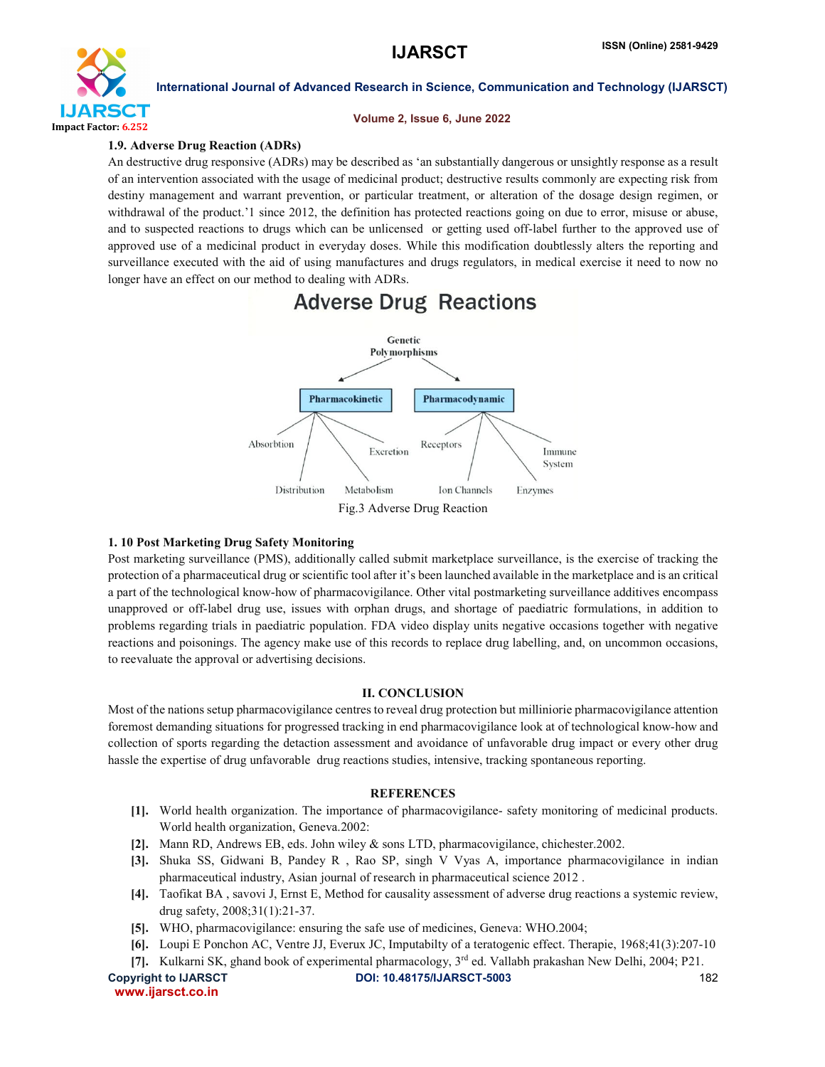### 1.9. Adverse Drug Reaction (ADRs)

An destructive drug responsive (ADRs) may be described as 'an substantially dangerous or unsightly response as a result of an intervention associated with the usage of medicinal product; destructive results commonly are expecting risk from destiny management and warrant prevention, or particular treatment, or alteration of the dosage design regimen, or withdrawal of the product.'1 since 2012, the definition has protected reactions going on due to error, misuse or abuse, and to suspected reactions to drugs which can be unlicensed or getting used off-label further to the approved use of approved use of a medicinal product in everyday doses. While this modification doubtlessly alters the reporting and surveillance executed with the aid of using manufactures and drugs regulators, in medical exercise it need to now no longer have an effect on our method to dealing with ADRs.

**Adverse Drug Reactions**

Genetic Polymorphisms

Pharmacokinetic: Absorbtion, Distribution, Metabolism, Excretion

Pharmacodynamic: Receptors, Ion Channels, Enzymes, Immune System

Fig.3 Adverse Drug Reaction

### 1. 10 Post Marketing Drug Safety Monitoring

Post marketing surveillance (PMS), additionally called submit marketplace surveillance, is the exercise of tracking the protection of a pharmaceutical drug or scientific tool after it's been launched available in the marketplace and is an critical a part of the technological know-how of pharmacovigilance. Other vital postmarketing surveillance additives encompass unapproved or off-label drug use, issues with orphan drugs, and shortage of paediatric formulations, in addition to problems regarding trials in paediatric population. FDA video display units negative occasions together with negative reactions and poisonings. The agency make use of this records to replace drug labelling, and, on uncommon occasions, to reevaluate the approval or advertising decisions.

## II. CONCLUSION

Most of the nations setup pharmacovigilance centres to reveal drug protection but milliniorie pharmacovigilance attention foremost demanding situations for progressed tracking in end pharmacovigilance look at of technological know-how and collection of sports regarding the detaction assessment and avoidance of unfavorable drug impact or every other drug hassle the expertise of drug unfavorable drug reactions studies, intensive, tracking spontaneous reporting.

## REFERENCES

[1]. World health organization. The importance of pharmacovigilance- safety monitoring of medicinal products. World health organization, Geneva.2002:

[2]. Mann RD, Andrews EB, eds. John wiley & sons LTD, pharmacovigilance, chichester.2002.

[3]. Shuka SS, Gidwani B, Pandey R , Rao SP, singh V Vyas A, importance pharmacovigilance in indian pharmaceutical industry, Asian journal of research in pharmaceutical science 2012 .

[4]. Taofikat BA , savovi J, Ernst E, Method for causality assessment of adverse drug reactions a systemic review, drug safety, 2008;31(1):21-37.

[5]. WHO, pharmacovigilance: ensuring the safe use of medicines, Geneva: WHO.2004;

[6]. Loupi E Ponchon AC, Ventre JJ, Everux JC, Imputabilty of a teratogenic effect. Therapie, 1968;41(3):207-10

[7]. Kulkarni SK, ghand book of experimental pharmacology, 3rd ed. Vallabh prakashan New Delhi, 2004; P21.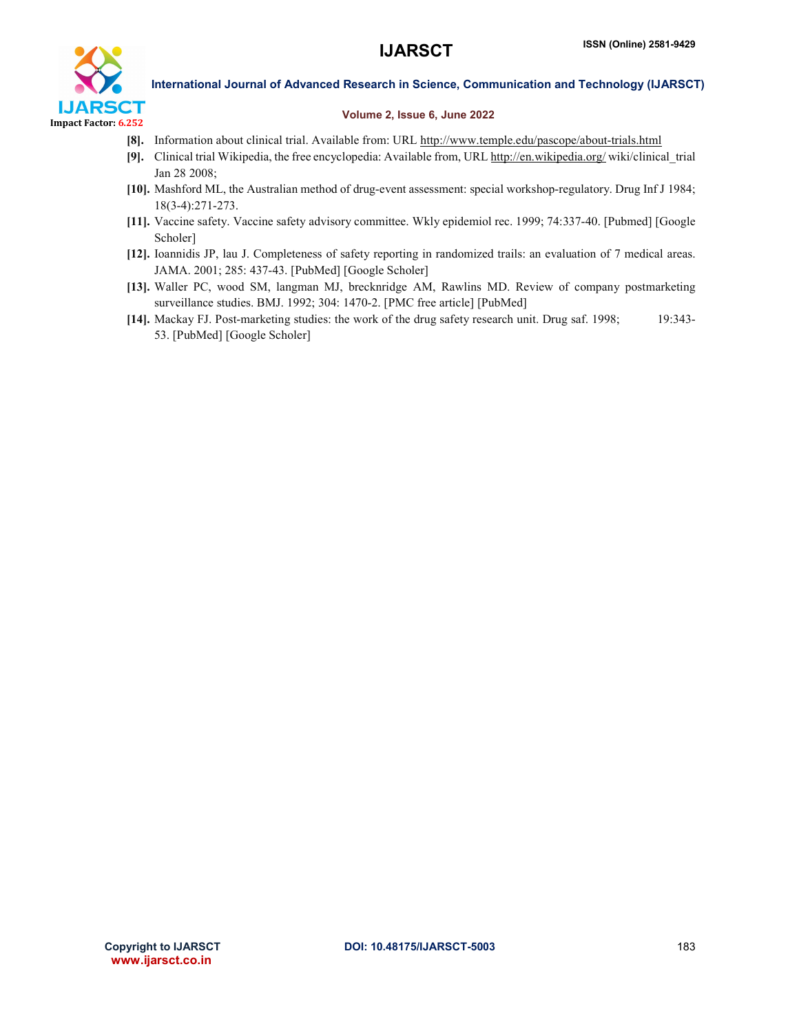[8]. Information about clinical trial. Available from: URL http://www.temple.edu/pascope/about-trials.html

[9]. Clinical trial Wikipedia, the free encyclopedia: Available from, URL http://en.wikipedia.org/ wiki/clinical_trial Jan 28 2008;

[10]. Mashford ML, the Australian method of drug-event assessment: special workshop-regulatory. Drug Inf J 1984; 18(3-4):271-273.

[11]. Vaccine safety. Vaccine safety advisory committee. Wkly epidemiol rec. 1999; 74:337-40. [Pubmed] [Google Scholer]

[12]. Ioannidis JP, lau J. Completeness of safety reporting in randomized trails: an evaluation of 7 medical areas. JAMA. 2001; 285: 437-43. [PubMed] [Google Scholer]

[13]. Waller PC, wood SM, langman MJ, brecknridge AM, Rawlins MD. Review of company postmarketing surveillance studies. BMJ. 1992; 304: 1470-2. [PMC free article] [PubMed]

[14]. Mackay FJ. Post-marketing studies: the work of the drug safety research unit. Drug saf. 1998; 19:343-53. [PubMed] [Google Scholer]